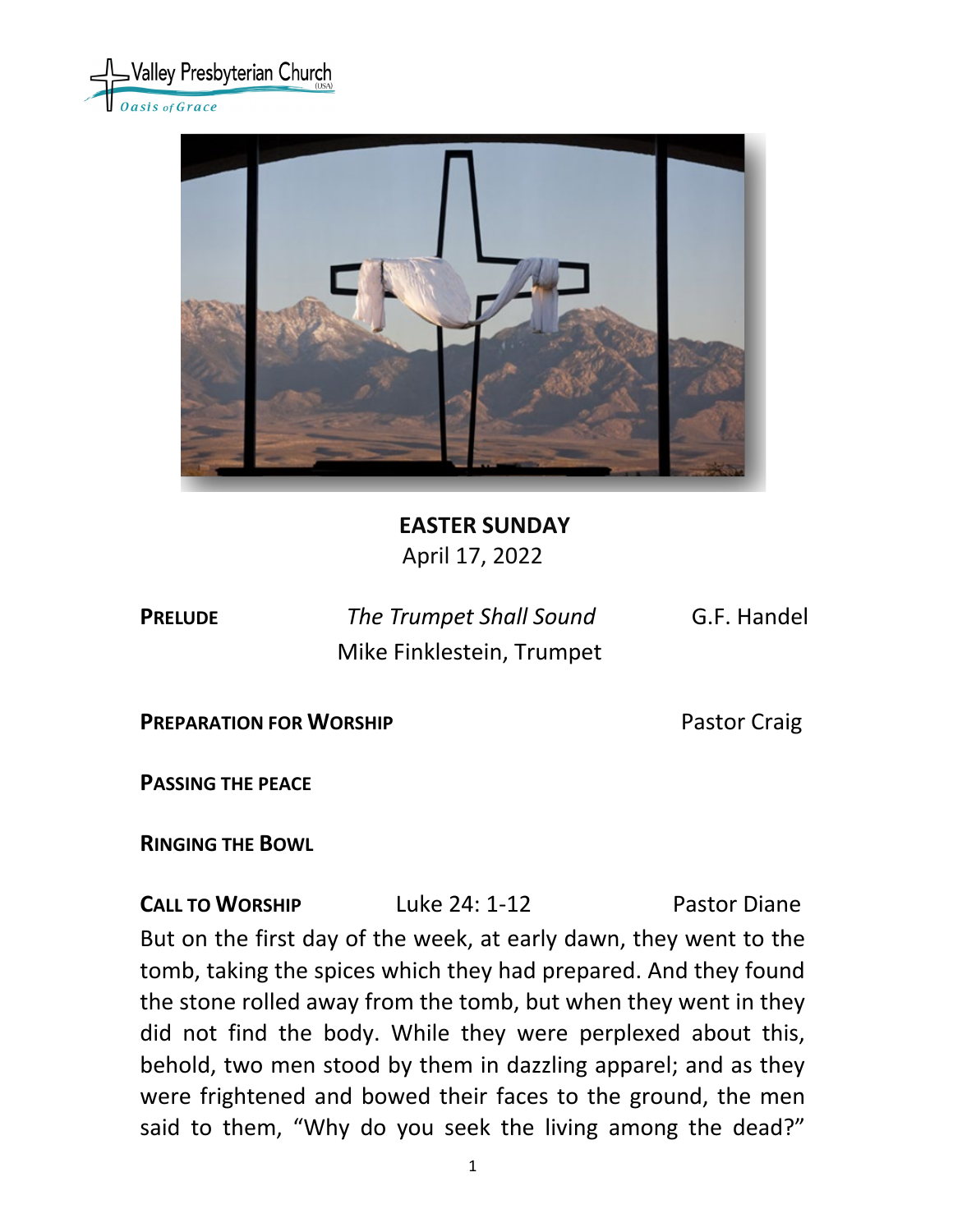Valley Presbyterian Church (USA)

*Oasis of Grace*

**EASTER SUNDAY**

April 17, 2022

**PRELUDE** *The Trumpet Shall Sound* G.F. Handel
Mike Finklestein, Trumpet

**PREPARATION FOR WORSHIP** Pastor Craig

**PASSING THE PEACE**

**RINGING THE BOWL**

**CALL TO WORSHIP** Luke 24: 1-12 Pastor Diane

But on the first day of the week, at early dawn, they went to the tomb, taking the spices which they had prepared. And they found the stone rolled away from the tomb, but when they went in they did not find the body. While they were perplexed about this, behold, two men stood by them in dazzling apparel; and as they were frightened and bowed their faces to the ground, the men said to them, "Why do you seek the living among the dead?"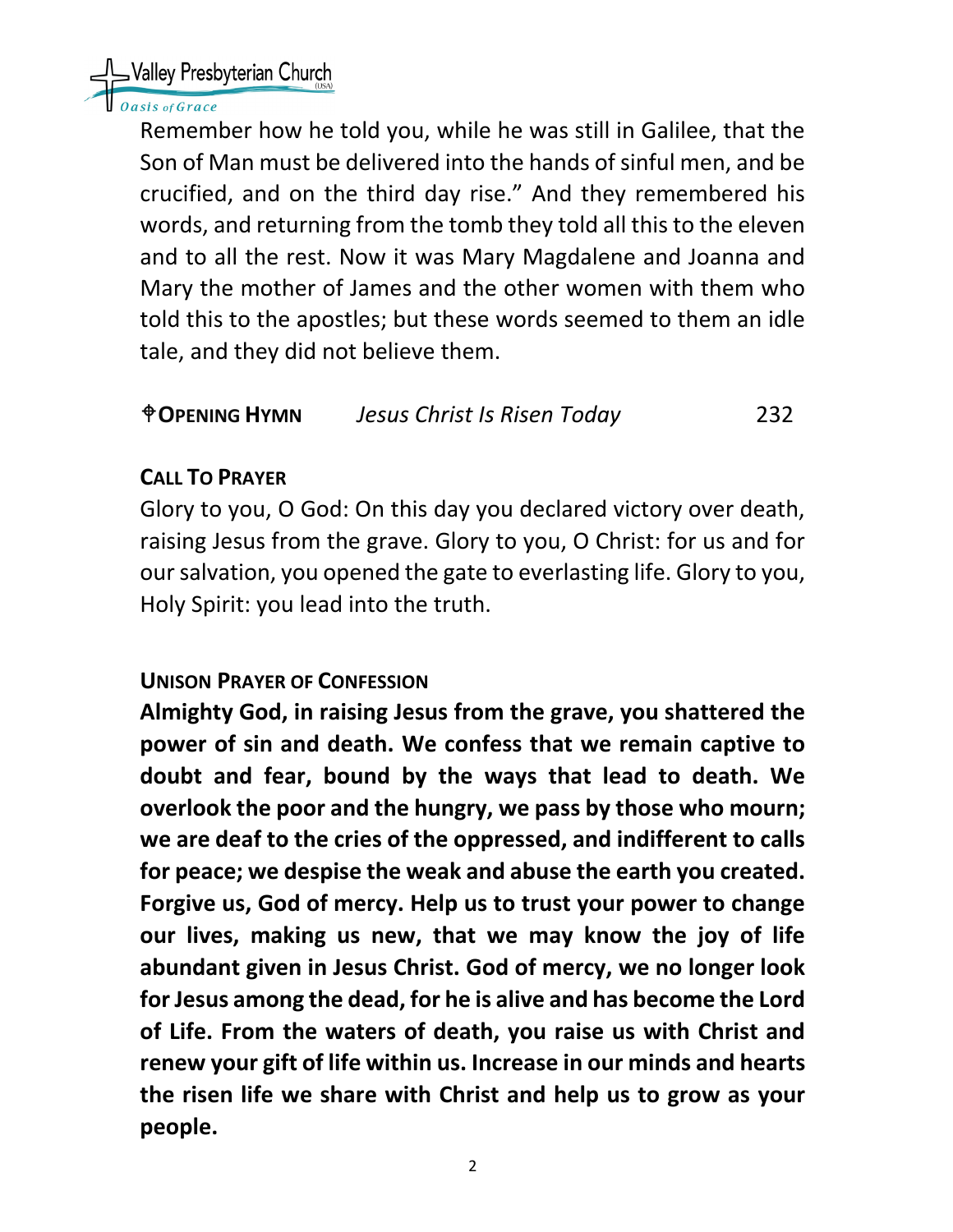Remember how he told you, while he was still in Galilee, that the Son of Man must be delivered into the hands of sinful men, and be crucified, and on the third day rise." And they remembered his words, and returning from the tomb they told all this to the eleven and to all the rest. Now it was Mary Magdalene and Joanna and Mary the mother of James and the other women with them who told this to the apostles; but these words seemed to them an idle tale, and they did not believe them.

**✠OPENING HYMN** *Jesus Christ Is Risen Today* 232

**CALL TO PRAYER**

Glory to you, O God: On this day you declared victory over death, raising Jesus from the grave. Glory to you, O Christ: for us and for our salvation, you opened the gate to everlasting life. Glory to you, Holy Spirit: you lead into the truth.

**UNISON PRAYER OF CONFESSION**

**Almighty God, in raising Jesus from the grave, you shattered the power of sin and death. We confess that we remain captive to doubt and fear, bound by the ways that lead to death. We overlook the poor and the hungry, we pass by those who mourn; we are deaf to the cries of the oppressed, and indifferent to calls for peace; we despise the weak and abuse the earth you created. Forgive us, God of mercy. Help us to trust your power to change our lives, making us new, that we may know the joy of life abundant given in Jesus Christ. God of mercy, we no longer look for Jesus among the dead, for he is alive and has become the Lord of Life. From the waters of death, you raise us with Christ and renew your gift of life within us. Increase in our minds and hearts the risen life we share with Christ and help us to grow as your people.**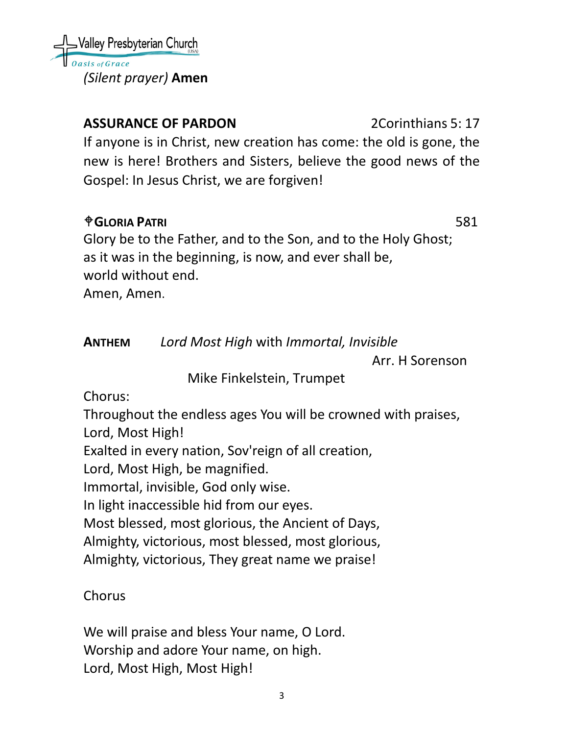*(Silent prayer)* **Amen**

**ASSURANCE OF PARDON** 2Corinthians 5: 17

If anyone is in Christ, new creation has come: the old is gone, the new is here! Brothers and Sisters, believe the good news of the Gospel: In Jesus Christ, we are forgiven!

**✠GLORIA PATRI** 581

Glory be to the Father, and to the Son, and to the Holy Ghost;
as it was in the beginning, is now, and ever shall be,
world without end.
Amen, Amen.

**ANTHEM** *Lord Most High* with *Immortal, Invisible*

Arr. H Sorenson

Mike Finkelstein, Trumpet

Chorus:
Throughout the endless ages You will be crowned with praises,
Lord, Most High!
Exalted in every nation, Sov'reign of all creation,
Lord, Most High, be magnified.
Immortal, invisible, God only wise.
In light inaccessible hid from our eyes.
Most blessed, most glorious, the Ancient of Days,
Almighty, victorious, most blessed, most glorious,
Almighty, victorious, They great name we praise!

Chorus

We will praise and bless Your name, O Lord.
Worship and adore Your name, on high.
Lord, Most High, Most High!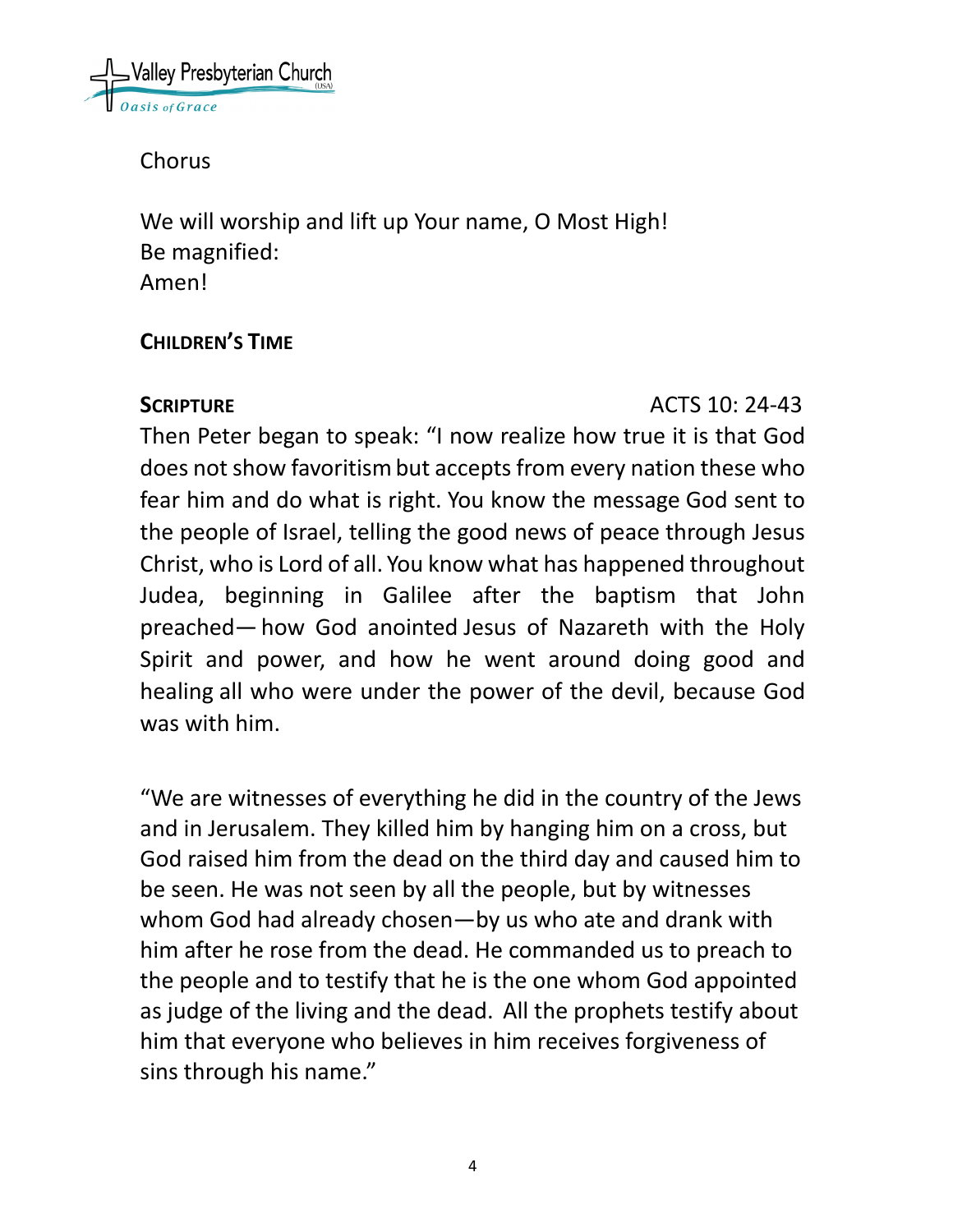Chorus

We will worship and lift up Your name, O Most High!
Be magnified:
Amen!

**CHILDREN'S TIME**

**SCRIPTURE** ACTS 10: 24-43

Then Peter began to speak: "I now realize how true it is that God does not show favoritism but accepts from every nation these who fear him and do what is right. You know the message God sent to the people of Israel, telling the good news of peace through Jesus Christ, who is Lord of all. You know what has happened throughout Judea, beginning in Galilee after the baptism that John preached— how God anointed Jesus of Nazareth with the Holy Spirit and power, and how he went around doing good and healing all who were under the power of the devil, because God was with him.

"We are witnesses of everything he did in the country of the Jews and in Jerusalem. They killed him by hanging him on a cross, but God raised him from the dead on the third day and caused him to be seen. He was not seen by all the people, but by witnesses whom God had already chosen—by us who ate and drank with him after he rose from the dead. He commanded us to preach to the people and to testify that he is the one whom God appointed as judge of the living and the dead. All the prophets testify about him that everyone who believes in him receives forgiveness of sins through his name."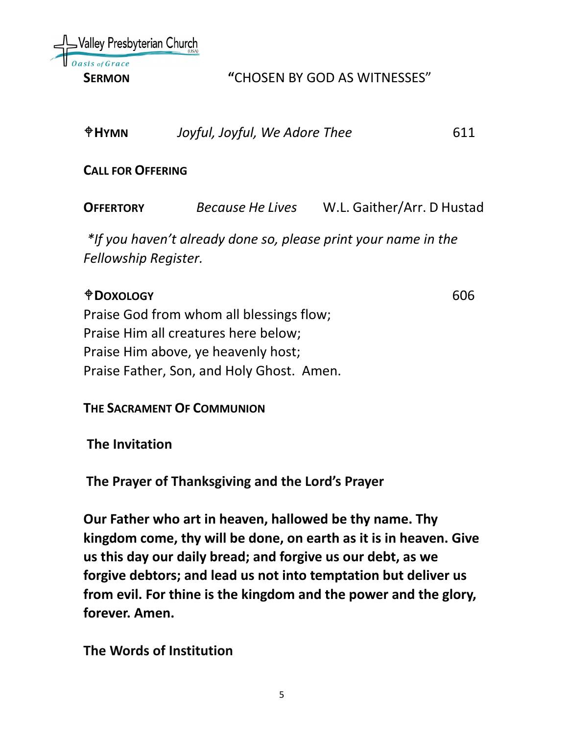**SERMON** "CHOSEN BY GOD AS WITNESSES"

**♰HYMN** *Joyful, Joyful, We Adore Thee* 611

**CALL FOR OFFERING**

**OFFERTORY** *Because He Lives* W.L. Gaither/Arr. D Hustad

*\*If you haven't already done so, please print your name in the Fellowship Register.*

**♰DOXOLOGY** 606

Praise God from whom all blessings flow;
Praise Him all creatures here below;
Praise Him above, ye heavenly host;
Praise Father, Son, and Holy Ghost. Amen.

**THE SACRAMENT OF COMMUNION**

**The Invitation**

**The Prayer of Thanksgiving and the Lord's Prayer**

**Our Father who art in heaven, hallowed be thy name. Thy kingdom come, thy will be done, on earth as it is in heaven. Give us this day our daily bread; and forgive us our debt, as we forgive debtors; and lead us not into temptation but deliver us from evil. For thine is the kingdom and the power and the glory, forever. Amen.**

**The Words of Institution**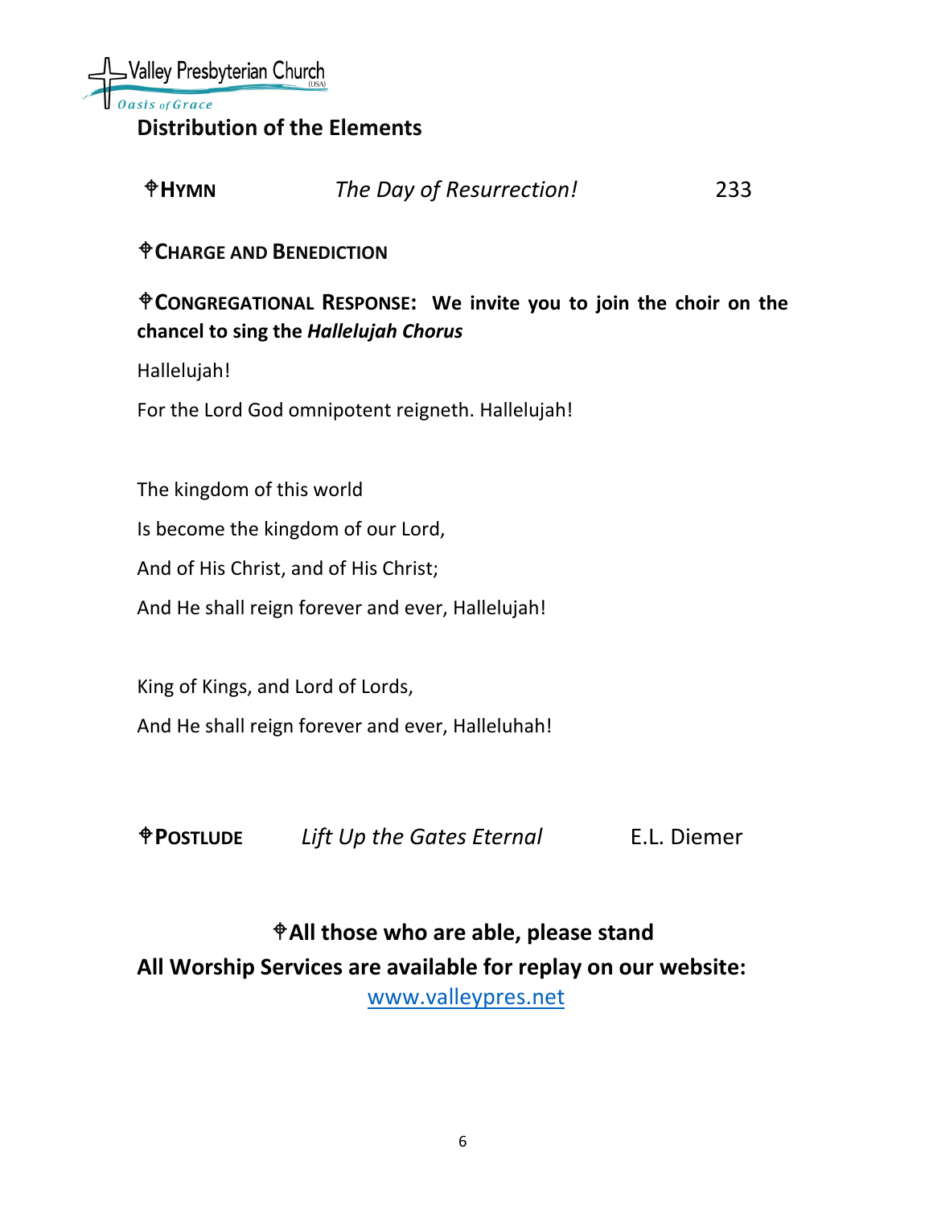## Distribution of the Elements

⌖**HYMN** *The Day of Resurrection!* 233

⌖**CHARGE AND BENEDICTION**

⌖**CONGREGATIONAL RESPONSE: We invite you to join the choir on the chancel to sing the *Hallelujah Chorus***

Hallelujah!

For the Lord God omnipotent reigneth. Hallelujah!

The kingdom of this world

Is become the kingdom of our Lord,

And of His Christ, and of His Christ;

And He shall reign forever and ever, Hallelujah!

King of Kings, and Lord of Lords,

And He shall reign forever and ever, Halleluhah!

⌖**POSTLUDE** *Lift Up the Gates Eternal* E.L. Diemer

**⌖All those who are able, please stand**

**All Worship Services are available for replay on our website:**

www.valleypres.net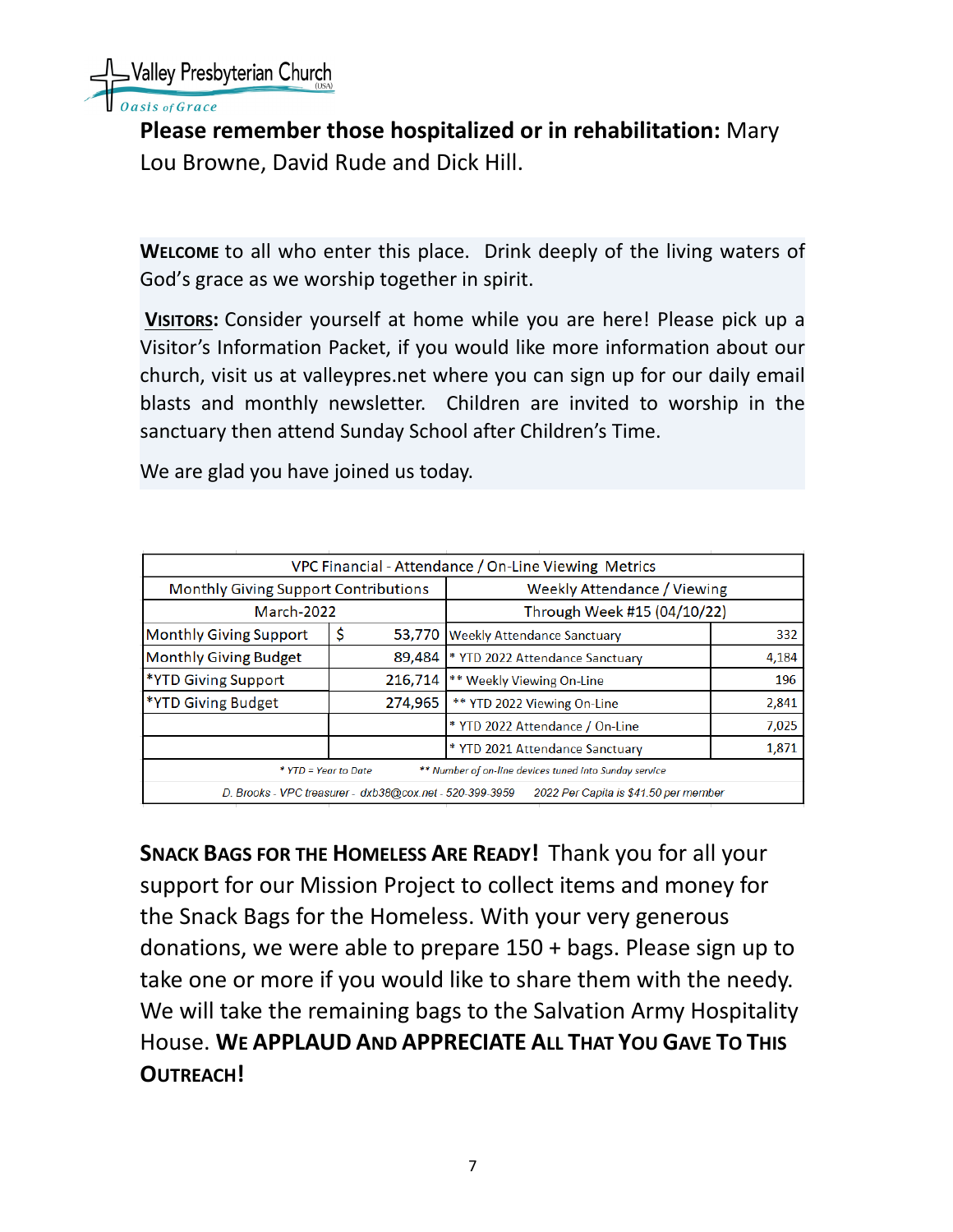Valley Presbyterian Church (USA)
*Oasis of Grace*

**Please remember those hospitalized or in rehabilitation:** Mary Lou Browne, David Rude and Dick Hill.

**WELCOME** to all who enter this place. Drink deeply of the living waters of God's grace as we worship together in spirit.

**VISITORS:** Consider yourself at home while you are here! Please pick up a Visitor's Information Packet, if you would like more information about our church, visit us at valleypres.net where you can sign up for our daily email blasts and monthly newsletter. Children are invited to worship in the sanctuary then attend Sunday School after Children's Time.

We are glad you have joined us today.

| VPC Financial - Attendance / On-Line Viewing Metrics | | | | |
|---|---|---|---|---|
| Monthly Giving Support Contributions | | | Weekly Attendance / Viewing | |
| March-2022 | | | Through Week #15 (04/10/22) | |
| Monthly Giving Support | $ | 53,770 | Weekly Attendance Sanctuary | 332 |
| Monthly Giving Budget | | 89,484 | * YTD 2022 Attendance Sanctuary | 4,184 |
| *YTD Giving Support | | 216,714 | ** Weekly Viewing On-Line | 196 |
| *YTD Giving Budget | | 274,965 | ** YTD 2022 Viewing On-Line | 2,841 |
| | | | * YTD 2022 Attendance / On-Line | 7,025 |
| | | | * YTD 2021 Attendance Sanctuary | 1,871 |
| * YTD = Year to Date ** Number of on-line devices tuned into Sunday service | | | | |
| D. Brooks - VPC treasurer - dxb38@cox.net - 520-399-3959 2022 Per Capita is $41.50 per member | | | | |

**SNACK BAGS FOR THE HOMELESS ARE READY!** Thank you for all your support for our Mission Project to collect items and money for the Snack Bags for the Homeless. With your very generous donations, we were able to prepare 150 + bags. Please sign up to take one or more if you would like to share them with the needy. We will take the remaining bags to the Salvation Army Hospitality House. **WE APPLAUD AND APPRECIATE ALL THAT YOU GAVE TO THIS OUTREACH!**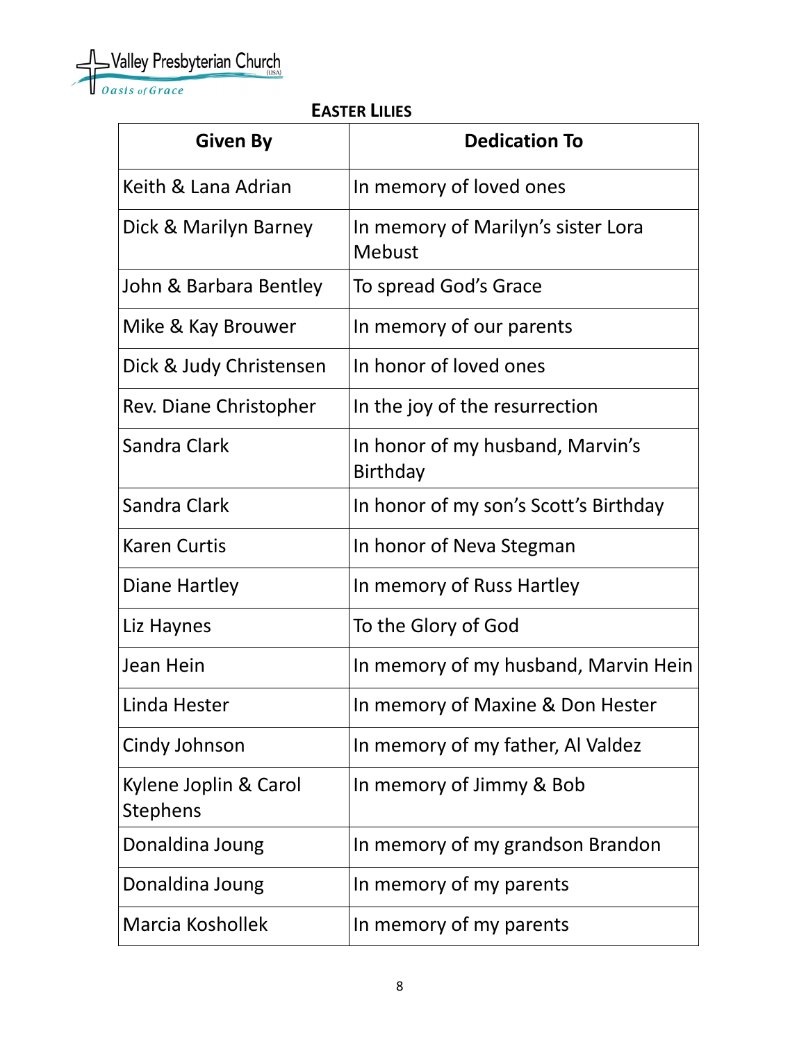Valley Presbyterian Church (USA)
Oasis of Grace

## EASTER LILIES

| Given By | Dedication To |
| --- | --- |
| Keith & Lana Adrian | In memory of loved ones |
| Dick & Marilyn Barney | In memory of Marilyn's sister Lora Mebust |
| John & Barbara Bentley | To spread God's Grace |
| Mike & Kay Brouwer | In memory of our parents |
| Dick & Judy Christensen | In honor of loved ones |
| Rev. Diane Christopher | In the joy of the resurrection |
| Sandra Clark | In honor of my husband, Marvin's Birthday |
| Sandra Clark | In honor of my son's Scott's Birthday |
| Karen Curtis | In honor of Neva Stegman |
| Diane Hartley | In memory of Russ Hartley |
| Liz Haynes | To the Glory of God |
| Jean Hein | In memory of my husband, Marvin Hein |
| Linda Hester | In memory of Maxine & Don Hester |
| Cindy Johnson | In memory of my father, Al Valdez |
| Kylene Joplin & Carol Stephens | In memory of Jimmy & Bob |
| Donaldina Joung | In memory of my grandson Brandon |
| Donaldina Joung | In memory of my parents |
| Marcia Koshollek | In memory of my parents |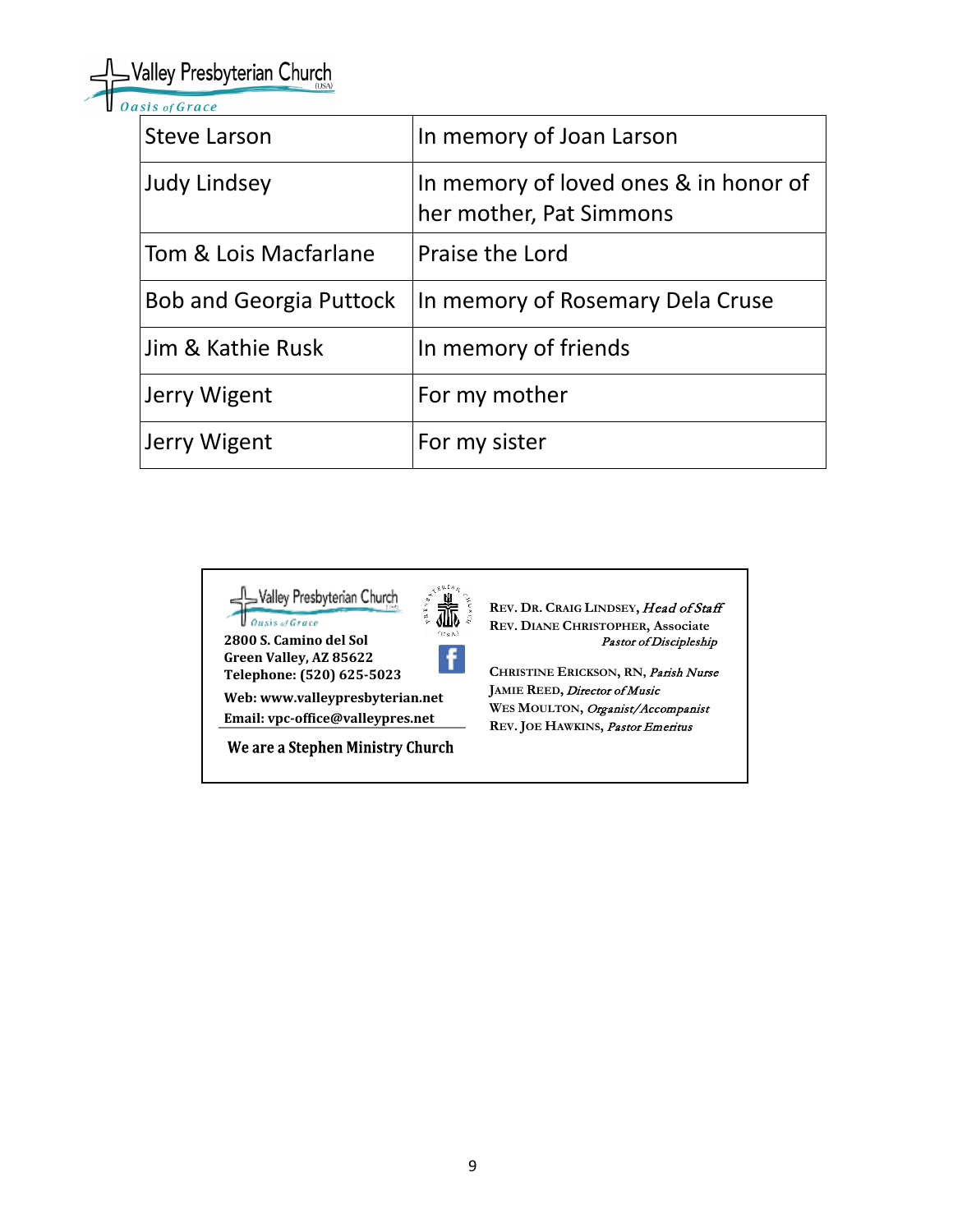| | |
|---|---|
| Steve Larson | In memory of Joan Larson |
| Judy Lindsey | In memory of loved ones & in honor of her mother, Pat Simmons |
| Tom & Lois Macfarlane | Praise the Lord |
| Bob and Georgia Puttock | In memory of Rosemary Dela Cruse |
| Jim & Kathie Rusk | In memory of friends |
| Jerry Wigent | For my mother |
| Jerry Wigent | For my sister |

Valley Presbyterian Church (USA)
*Oasis of Grace*

**2800 S. Camino del Sol**
**Green Valley, AZ 85622**
**Telephone: (520) 625-5023**

**Web: www.valleypresbyterian.net**
**Email: vpc-office@valleypres.net**

**We are a Stephen Ministry Church**

**REV. DR. CRAIG LINDSEY,** ***Head of Staff***
**REV. DIANE CHRISTOPHER, Associate** ***Pastor of Discipleship***

**CHRISTINE ERICKSON, RN,** ***Parish Nurse***
**JAMIE REED,** ***Director of Music***
**WES MOULTON,** ***Organist/Accompanist***
**REV. JOE HAWKINS,** ***Pastor Emeritus***